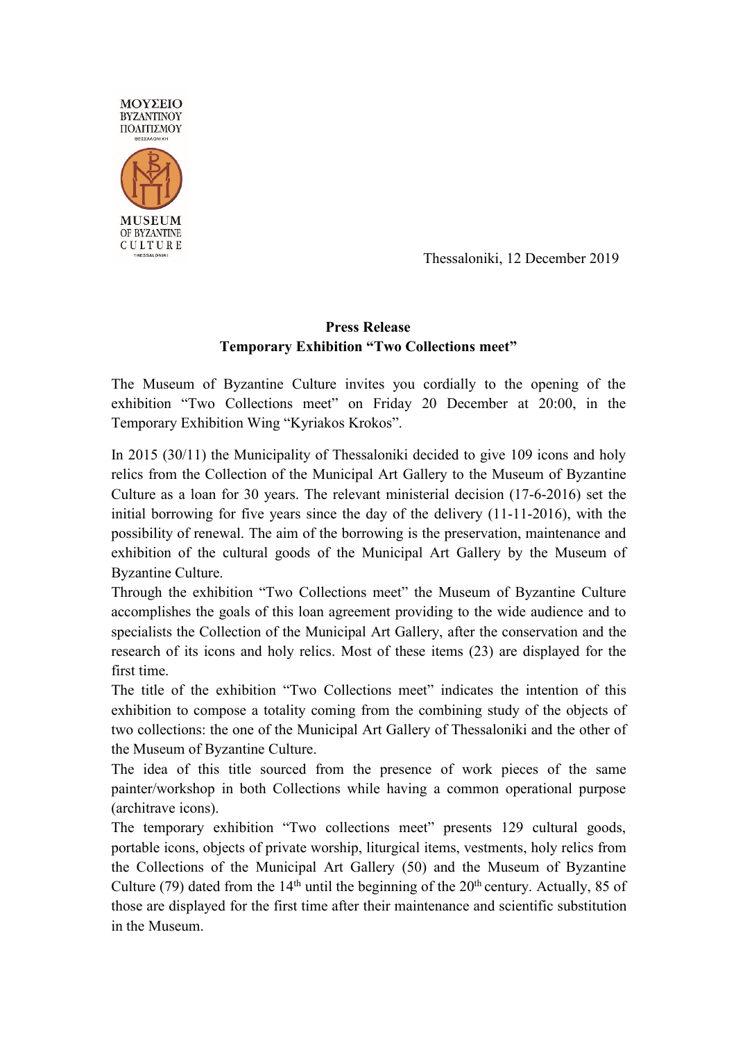ΜΟΥΣΕΙΟ
ΒΥΖΑΝΤΙΝΟΥ
ΠΟΛΙΤΙΣΜΟΥ
ΘΕΣΣΑΛΟΝΙΚΗ

MUSEUM
OF BYZANTINE
CULTURE
THESSALONIKI

Thessaloniki, 12 December 2019

**Press Release**
**Temporary Exhibition “Two Collections meet”**

The Museum of Byzantine Culture invites you cordially to the opening of the exhibition “Two Collections meet” on Friday 20 December at 20:00, in the Temporary Exhibition Wing “Kyriakos Krokos”.

In 2015 (30/11) the Municipality of Thessaloniki decided to give 109 icons and holy relics from the Collection of the Municipal Art Gallery to the Museum of Byzantine Culture as a loan for 30 years. The relevant ministerial decision (17-6-2016) set the initial borrowing for five years since the day of the delivery (11-11-2016), with the possibility of renewal. The aim of the borrowing is the preservation, maintenance and exhibition of the cultural goods of the Municipal Art Gallery by the Museum of Byzantine Culture.

Through the exhibition “Two Collections meet” the Museum of Byzantine Culture accomplishes the goals of this loan agreement providing to the wide audience and to specialists the Collection of the Municipal Art Gallery, after the conservation and the research of its icons and holy relics. Most of these items (23) are displayed for the first time.

The title of the exhibition “Two Collections meet” indicates the intention of this exhibition to compose a totality coming from the combining study of the objects of two collections: the one of the Municipal Art Gallery of Thessaloniki and the other of the Museum of Byzantine Culture.

The idea of this title sourced from the presence of work pieces of the same painter/workshop in both Collections while having a common operational purpose (architrave icons).

The temporary exhibition “Two collections meet” presents 129 cultural goods, portable icons, objects of private worship, liturgical items, vestments, holy relics from the Collections of the Municipal Art Gallery (50) and the Museum of Byzantine Culture (79) dated from the 14th until the beginning of the 20th century. Actually, 85 of those are displayed for the first time after their maintenance and scientific substitution in the Museum.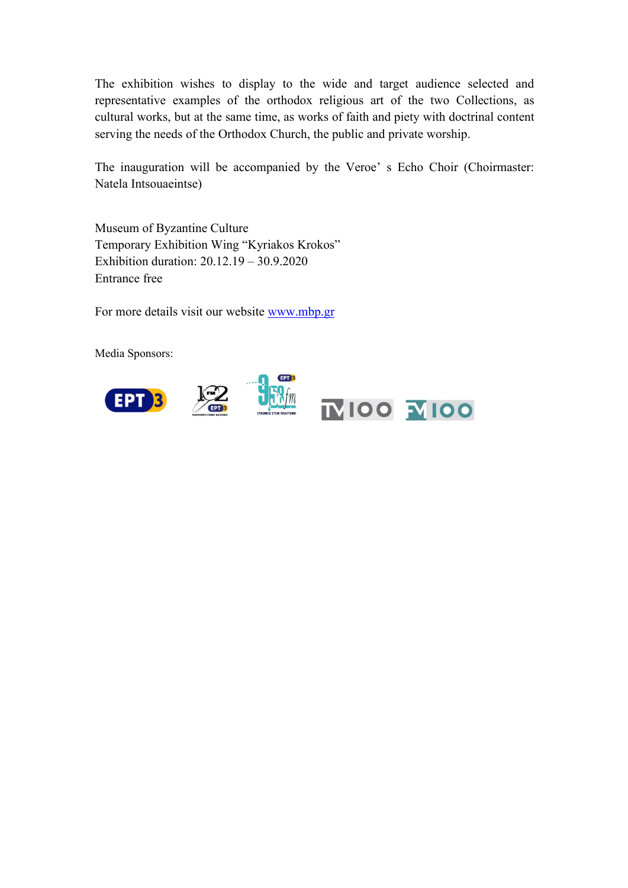The exhibition wishes to display to the wide and target audience selected and representative examples of the orthodox religious art of the two Collections, as cultural works, but at the same time, as works of faith and piety with doctrinal content serving the needs of the Orthodox Church, the public and private worship.

The inauguration will be accompanied by the Veroe' s Echo Choir (Choirmaster: Natela Intsouaeintse)

Museum of Byzantine Culture  
Temporary Exhibition Wing "Kyriakos Krokos"  
Exhibition duration: 20.12.19 – 30.9.2020  
Entrance free

For more details visit our website [www.mbp.gr](http://www.mbp.gr)

Media Sponsors: